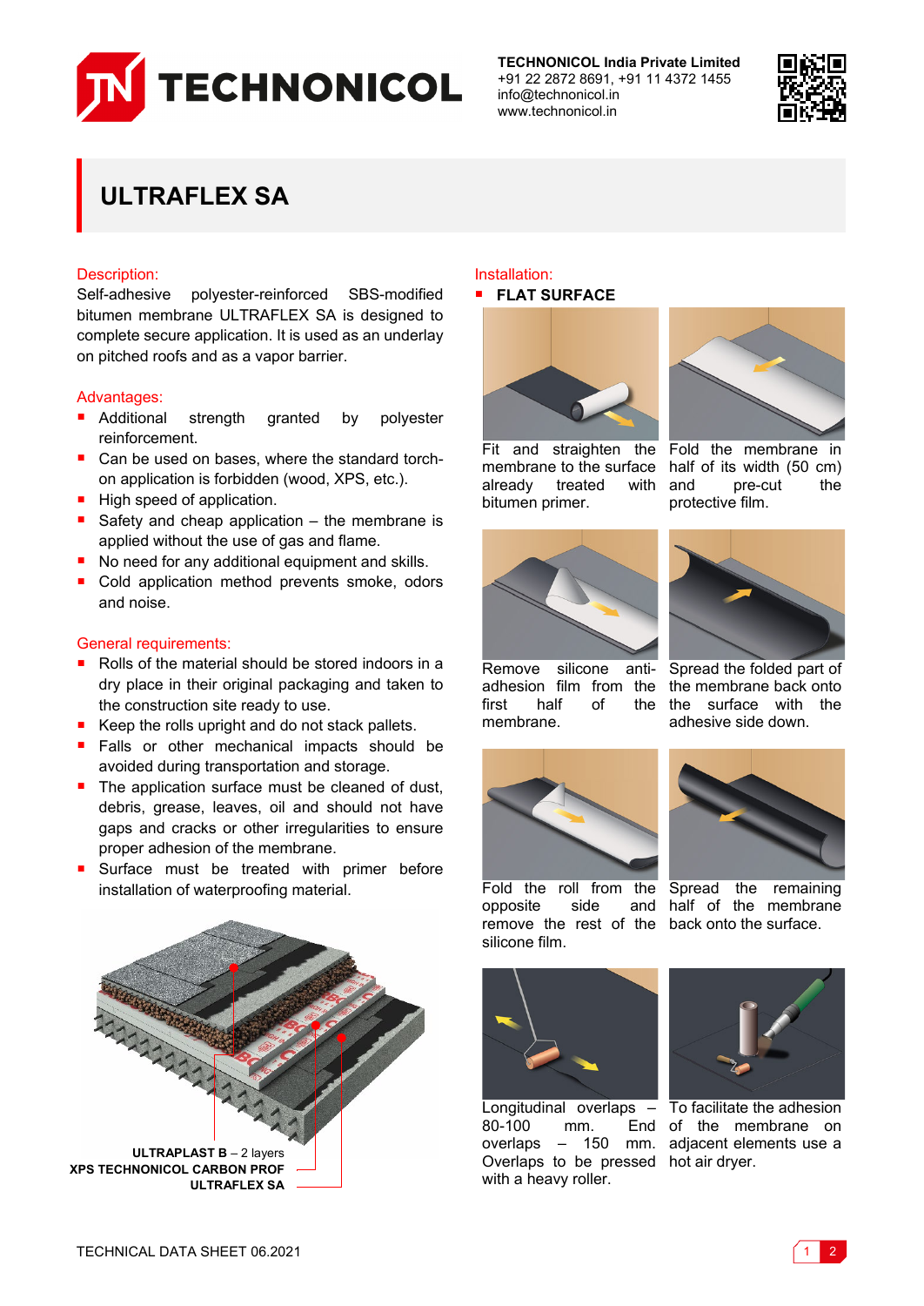**TECHNONICOL India Private Limited**
+91 22 2872 8691, +91 11 4372 1455
info@technonicol.in
www.technonicol.in

# ULTRAFLEX SA

## Description:

Self-adhesive polyester-reinforced SBS-modified bitumen membrane ULTRAFLEX SA is designed to complete secure application. It is used as an underlay on pitched roofs and as a vapor barrier.

## Advantages:

- Additional strength granted by polyester reinforcement.
- Can be used on bases, where the standard torch-on application is forbidden (wood, XPS, etc.).
- High speed of application.
- Safety and cheap application – the membrane is applied without the use of gas and flame.
- No need for any additional equipment and skills.
- Cold application method prevents smoke, odors and noise.

## General requirements:

- Rolls of the material should be stored indoors in a dry place in their original packaging and taken to the construction site ready to use.
- Keep the rolls upright and do not stack pallets.
- Falls or other mechanical impacts should be avoided during transportation and storage.
- The application surface must be cleaned of dust, debris, grease, leaves, oil and should not have gaps and cracks or other irregularities to ensure proper adhesion of the membrane.
- Surface must be treated with primer before installation of waterproofing material.

**ULTRAPLAST B** – 2 layers
**XPS TECHNONICOL CARBON PROF**
**ULTRAFLEX SA**

## Installation:

- **FLAT SURFACE**

Fit and straighten the membrane to the surface already treated with bitumen primer.

Fold the membrane in half of its width (50 cm) and pre-cut the protective film.

Remove silicone anti-adhesion film from the first half of the membrane.

Spread the folded part of the membrane back onto the surface with the adhesive side down.

Fold the roll from the opposite side and remove the rest of the silicone film.

Spread the remaining half of the membrane back onto the surface.

Longitudinal overlaps – 80-100 mm. End overlaps – 150 mm. Overlaps to be pressed with a heavy roller.

To facilitate the adhesion of the membrane on adjacent elements use a hot air dryer.

TECHNICAL DATA SHEET 06.2021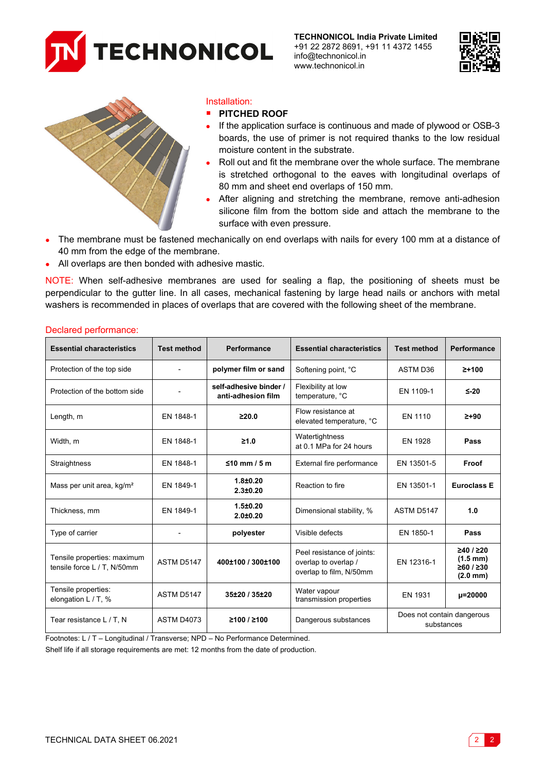TECHNONICOL

**TECHNONICOL India Private Limited**
+91 22 2872 8691, +91 11 4372 1455
info@technonicol.in
www.technonicol.in

Installation:

- **PITCHED ROOF**
- If the application surface is continuous and made of plywood or OSB-3 boards, the use of primer is not required thanks to the low residual moisture content in the substrate.
- Roll out and fit the membrane over the whole surface. The membrane is stretched orthogonal to the eaves with longitudinal overlaps of 80 mm and sheet end overlaps of 150 mm.
- After aligning and stretching the membrane, remove anti-adhesion silicone film from the bottom side and attach the membrane to the surface with even pressure.
- The membrane must be fastened mechanically on end overlaps with nails for every 100 mm at a distance of 40 mm from the edge of the membrane.
- All overlaps are then bonded with adhesive mastic.

NOTE: When self-adhesive membranes are used for sealing a flap, the positioning of sheets must be perpendicular to the gutter line. In all cases, mechanical fastening by large head nails or anchors with metal washers is recommended in places of overlaps that are covered with the following sheet of the membrane.

Declared performance:

| Essential characteristics | Test method | Performance | Essential characteristics | Test method | Performance |
|---|---|---|---|---|---|
| Protection of the top side | - | **polymer film or sand** | Softening point, °C | ASTM D36 | **≥+100** |
| Protection of the bottom side | - | **self-adhesive binder / anti-adhesion film** | Flexibility at low temperature, °C | EN 1109-1 | **≤-20** |
| Length, m | EN 1848-1 | **≥20.0** | Flow resistance at elevated temperature, °C | EN 1110 | **≥+90** |
| Width, m | EN 1848-1 | **≥1.0** | Watertightness at 0.1 MPa for 24 hours | EN 1928 | **Pass** |
| Straightness | EN 1848-1 | **≤10 mm / 5 m** | External fire performance | EN 13501-5 | **Froof** |
| Mass per unit area, kg/m² | EN 1849-1 | **1.8±0.20 2.3±0.20** | Reaction to fire | EN 13501-1 | **Euroclass E** |
| Thickness, mm | EN 1849-1 | **1.5±0.20 2.0±0.20** | Dimensional stability, % | ASTM D5147 | **1.0** |
| Type of carrier | - | **polyester** | Visible defects | EN 1850-1 | **Pass** |
| Tensile properties: maximum tensile force L / T, N/50mm | ASTM D5147 | **400±100 / 300±100** | Peel resistance of joints: overlap to overlap / overlap to film, N/50mm | EN 12316-1 | **≥40 / ≥20 (1.5 mm) ≥60 / ≥30 (2.0 mm)** |
| Tensile properties: elongation L / T, % | ASTM D5147 | **35±20 / 35±20** | Water vapour transmission properties | EN 1931 | **μ=20000** |
| Tear resistance L / T, N | ASTM D4073 | **≥100 / ≥100** | Dangerous substances | Does not contain dangerous substances | |

Footnotes: L / T – Longitudinal / Transverse; NPD – No Performance Determined.

Shelf life if all storage requirements are met: 12 months from the date of production.

TECHNICAL DATA SHEET 06.2021